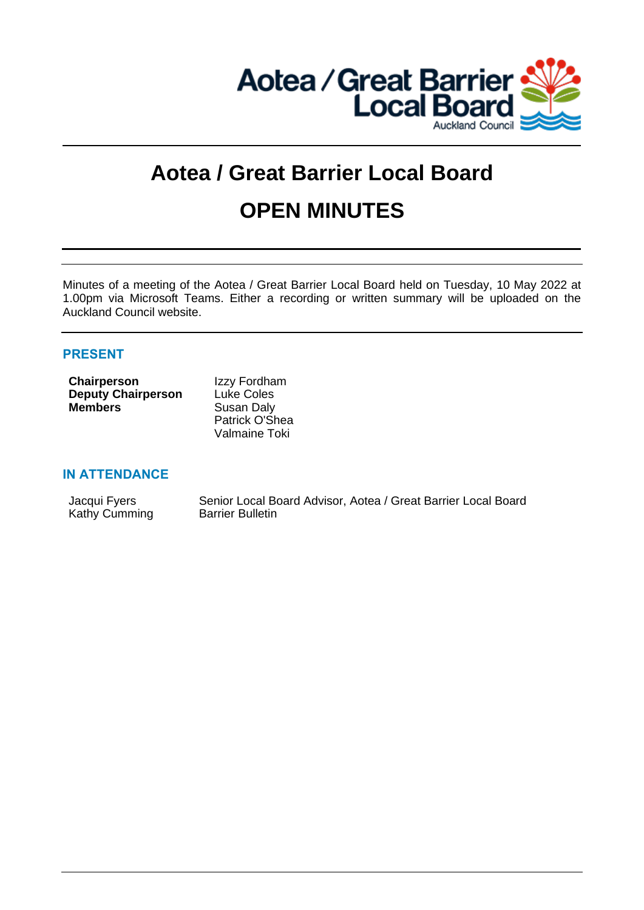Aotea / Great Barrier Local Board
Auckland Council

# Aotea / Great Barrier Local Board

# OPEN MINUTES

Minutes of a meeting of the Aotea / Great Barrier Local Board held on Tuesday, 10 May 2022 at 1.00pm via Microsoft Teams. Either a recording or written summary will be uploaded on the Auckland Council website.

## PRESENT

| | |
|---|---|
| **Chairperson** | Izzy Fordham |
| **Deputy Chairperson** | Luke Coles |
| **Members** | Susan Daly |
| | Patrick O'Shea |
| | Valmaine Toki |

## IN ATTENDANCE

| | |
|---|---|
| Jacqui Fyers | Senior Local Board Advisor, Aotea / Great Barrier Local Board |
| Kathy Cumming | Barrier Bulletin |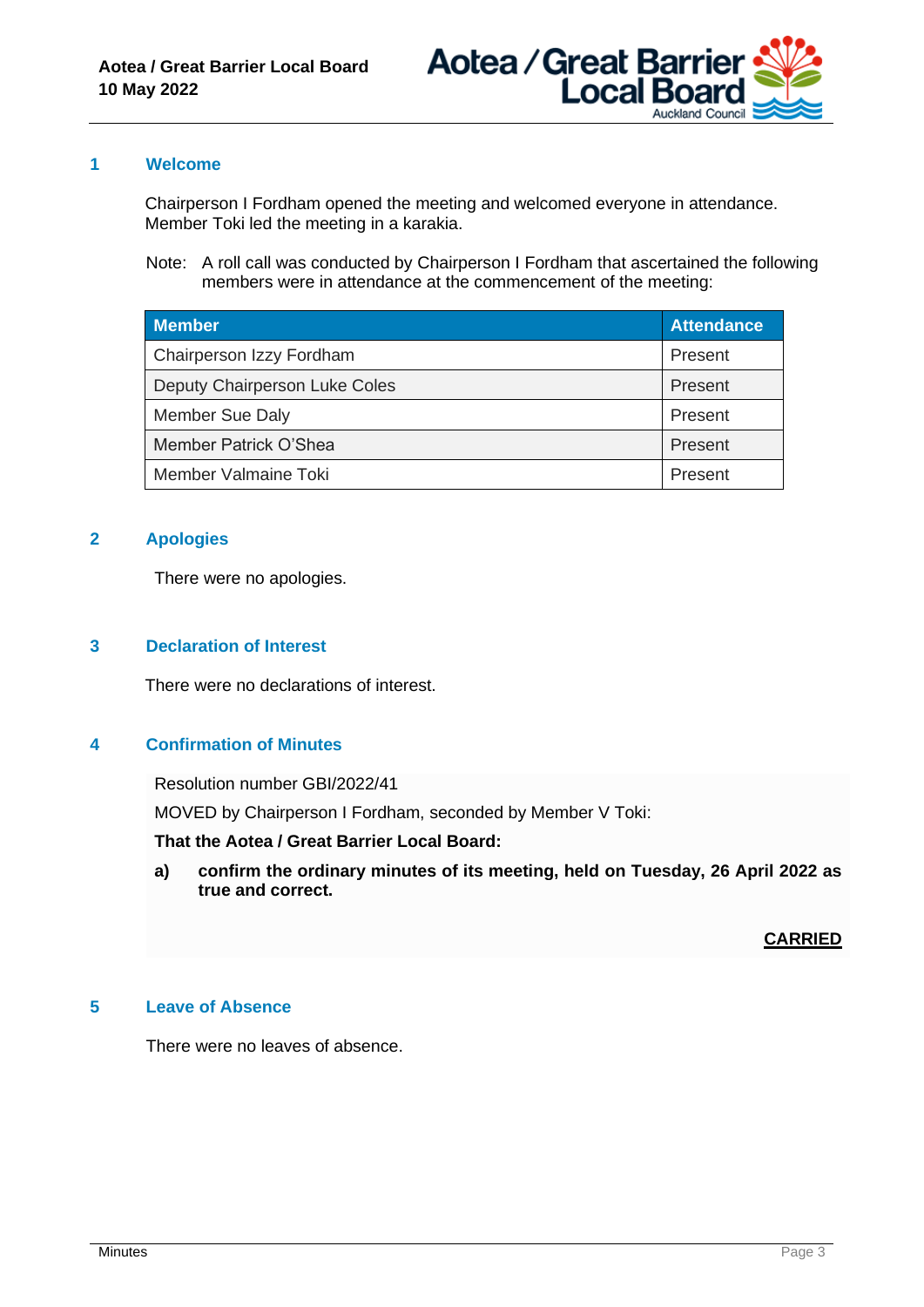## 1 Welcome

Chairperson I Fordham opened the meeting and welcomed everyone in attendance. Member Toki led the meeting in a karakia.

Note: A roll call was conducted by Chairperson I Fordham that ascertained the following members were in attendance at the commencement of the meeting:

| Member | Attendance |
|---|---|
| Chairperson Izzy Fordham | Present |
| Deputy Chairperson Luke Coles | Present |
| Member Sue Daly | Present |
| Member Patrick O'Shea | Present |
| Member Valmaine Toki | Present |

## 2 Apologies

There were no apologies.

## 3 Declaration of Interest

There were no declarations of interest.

## 4 Confirmation of Minutes

Resolution number GBI/2022/41

MOVED by Chairperson I Fordham, seconded by Member V Toki:

**That the Aotea / Great Barrier Local Board:**

**a) confirm the ordinary minutes of its meeting, held on Tuesday, 26 April 2022 as true and correct.**

**CARRIED**

## 5 Leave of Absence

There were no leaves of absence.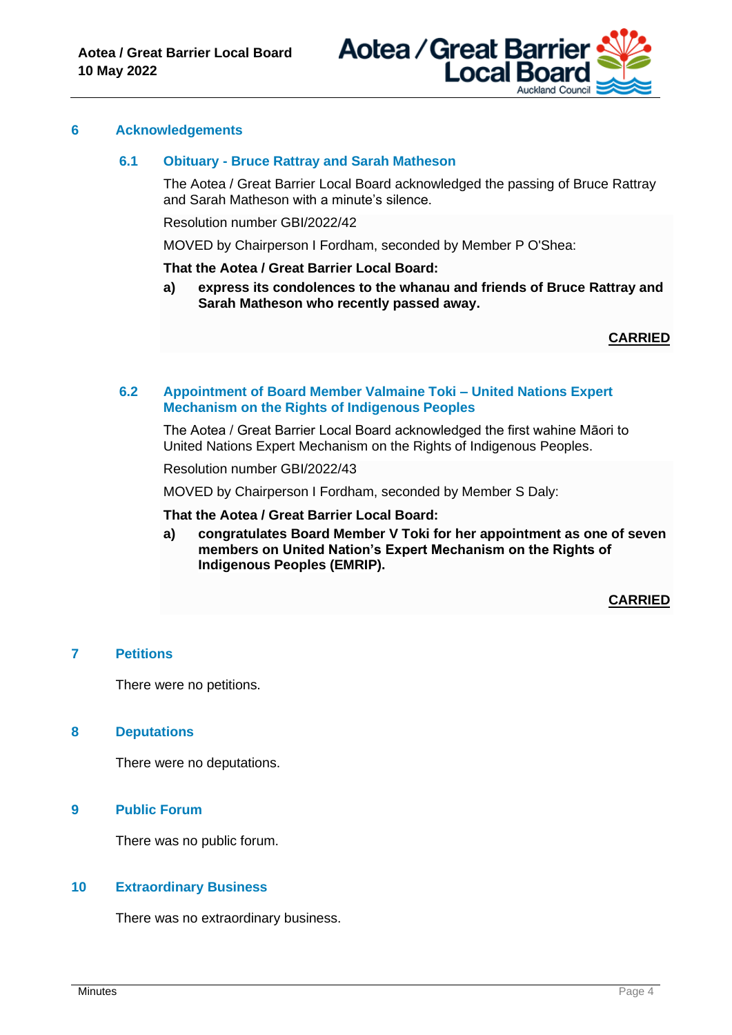## 6 Acknowledgements

### 6.1 Obituary - Bruce Rattray and Sarah Matheson

The Aotea / Great Barrier Local Board acknowledged the passing of Bruce Rattray and Sarah Matheson with a minute's silence.

Resolution number GBI/2022/42

MOVED by Chairperson I Fordham, seconded by Member P O'Shea:

**That the Aotea / Great Barrier Local Board:**

**a) express its condolences to the whanau and friends of Bruce Rattray and Sarah Matheson who recently passed away.**

**CARRIED**

### 6.2 Appointment of Board Member Valmaine Toki – United Nations Expert Mechanism on the Rights of Indigenous Peoples

The Aotea / Great Barrier Local Board acknowledged the first wahine Māori to United Nations Expert Mechanism on the Rights of Indigenous Peoples.

Resolution number GBI/2022/43

MOVED by Chairperson I Fordham, seconded by Member S Daly:

**That the Aotea / Great Barrier Local Board:**

**a) congratulates Board Member V Toki for her appointment as one of seven members on United Nation's Expert Mechanism on the Rights of Indigenous Peoples (EMRIP).**

**CARRIED**

## 7 Petitions

There were no petitions.

## 8 Deputations

There were no deputations.

## 9 Public Forum

There was no public forum.

## 10 Extraordinary Business

There was no extraordinary business.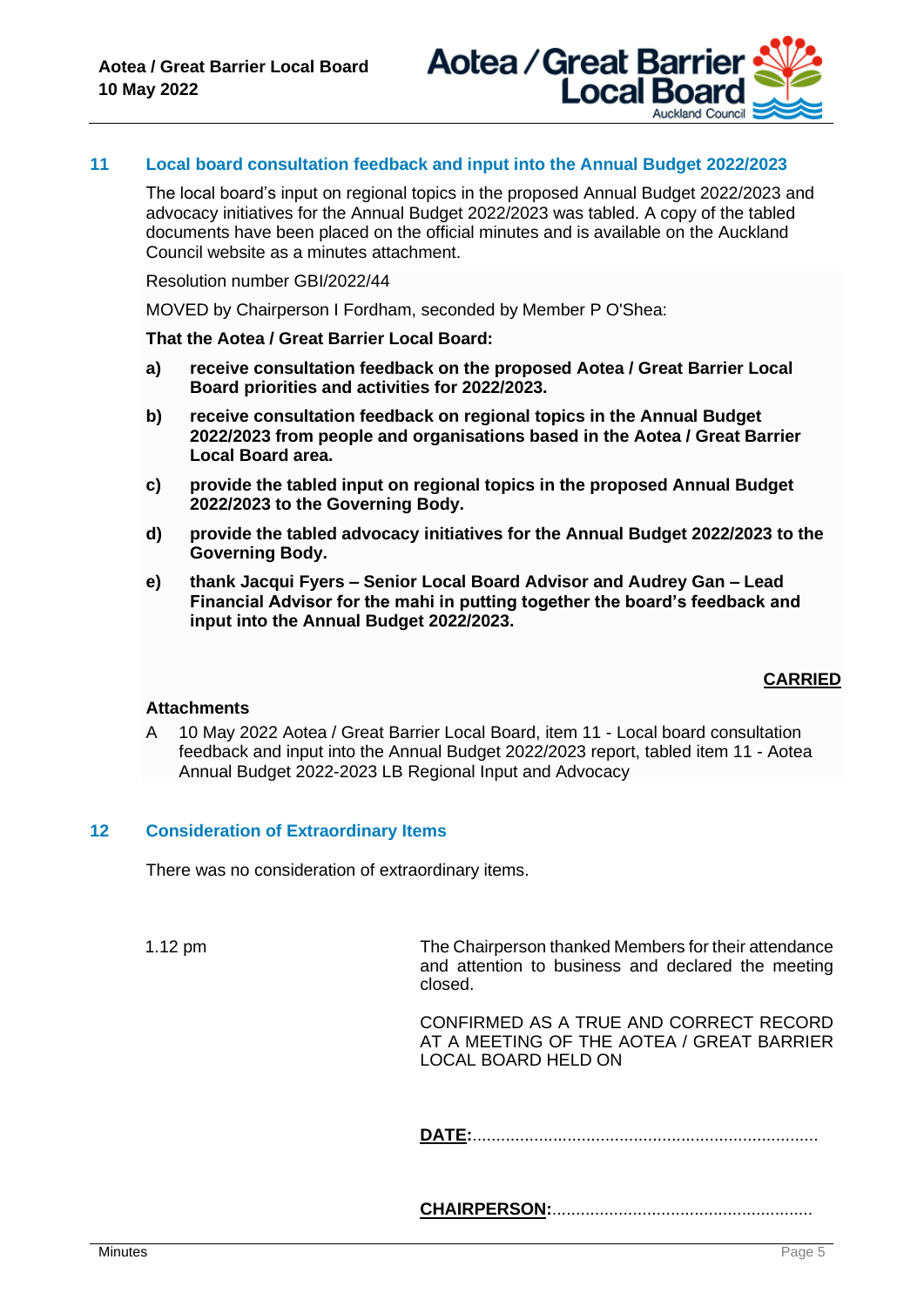## 11 Local board consultation feedback and input into the Annual Budget 2022/2023

The local board's input on regional topics in the proposed Annual Budget 2022/2023 and advocacy initiatives for the Annual Budget 2022/2023 was tabled. A copy of the tabled documents have been placed on the official minutes and is available on the Auckland Council website as a minutes attachment.

Resolution number GBI/2022/44

MOVED by Chairperson I Fordham, seconded by Member P O'Shea:

**That the Aotea / Great Barrier Local Board:**

**a) receive consultation feedback on the proposed Aotea / Great Barrier Local Board priorities and activities for 2022/2023.**

**b) receive consultation feedback on regional topics in the Annual Budget 2022/2023 from people and organisations based in the Aotea / Great Barrier Local Board area.**

**c) provide the tabled input on regional topics in the proposed Annual Budget 2022/2023 to the Governing Body.**

**d) provide the tabled advocacy initiatives for the Annual Budget 2022/2023 to the Governing Body.**

**e) thank Jacqui Fyers – Senior Local Board Advisor and Audrey Gan – Lead Financial Advisor for the mahi in putting together the board's feedback and input into the Annual Budget 2022/2023.**

**CARRIED**

**Attachments**

A 10 May 2022 Aotea / Great Barrier Local Board, item 11 - Local board consultation feedback and input into the Annual Budget 2022/2023 report, tabled item 11 - Aotea Annual Budget 2022-2023 LB Regional Input and Advocacy

## 12 Consideration of Extraordinary Items

There was no consideration of extraordinary items.

1.12 pm

The Chairperson thanked Members for their attendance and attention to business and declared the meeting closed.

CONFIRMED AS A TRUE AND CORRECT RECORD AT A MEETING OF THE AOTEA / GREAT BARRIER LOCAL BOARD HELD ON

**DATE:**.........................................................................

**CHAIRPERSON:**.......................................................